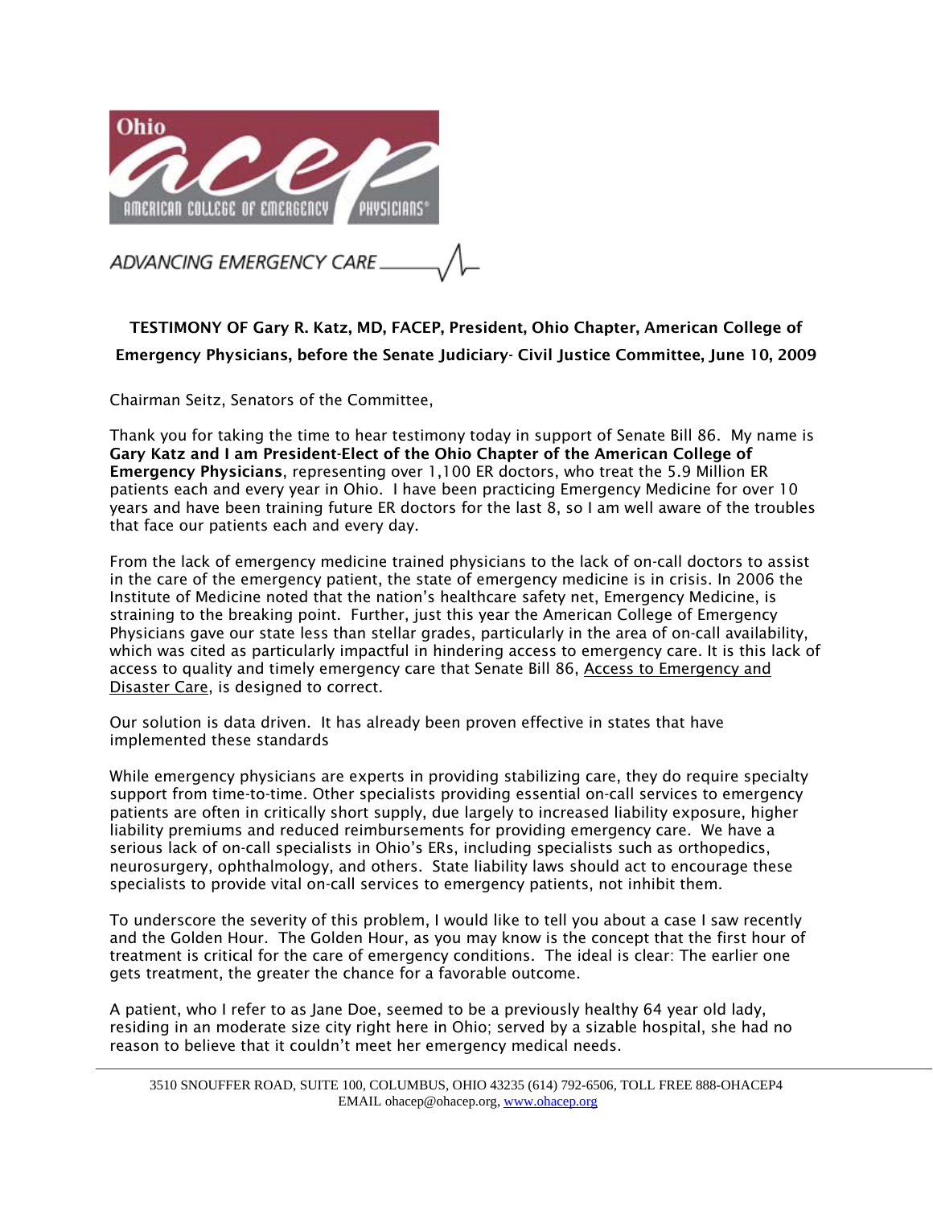Ohio acep AMERICAN COLLEGE OF EMERGENCY PHYSICIANS®

ADVANCING EMERGENCY CARE

**TESTIMONY OF Gary R. Katz, MD, FACEP, President, Ohio Chapter, American College of Emergency Physicians, before the Senate Judiciary- Civil Justice Committee, June 10, 2009**

Chairman Seitz, Senators of the Committee,

Thank you for taking the time to hear testimony today in support of Senate Bill 86. My name is **Gary Katz and I am President-Elect of the Ohio Chapter of the American College of Emergency Physicians**, representing over 1,100 ER doctors, who treat the 5.9 Million ER patients each and every year in Ohio. I have been practicing Emergency Medicine for over 10 years and have been training future ER doctors for the last 8, so I am well aware of the troubles that face our patients each and every day.

From the lack of emergency medicine trained physicians to the lack of on-call doctors to assist in the care of the emergency patient, the state of emergency medicine is in crisis. In 2006 the Institute of Medicine noted that the nation's healthcare safety net, Emergency Medicine, is straining to the breaking point. Further, just this year the American College of Emergency Physicians gave our state less than stellar grades, particularly in the area of on-call availability, which was cited as particularly impactful in hindering access to emergency care. It is this lack of access to quality and timely emergency care that Senate Bill 86, Access to Emergency and Disaster Care, is designed to correct.

Our solution is data driven. It has already been proven effective in states that have implemented these standards

While emergency physicians are experts in providing stabilizing care, they do require specialty support from time-to-time. Other specialists providing essential on-call services to emergency patients are often in critically short supply, due largely to increased liability exposure, higher liability premiums and reduced reimbursements for providing emergency care. We have a serious lack of on-call specialists in Ohio's ERs, including specialists such as orthopedics, neurosurgery, ophthalmology, and others. State liability laws should act to encourage these specialists to provide vital on-call services to emergency patients, not inhibit them.

To underscore the severity of this problem, I would like to tell you about a case I saw recently and the Golden Hour. The Golden Hour, as you may know is the concept that the first hour of treatment is critical for the care of emergency conditions. The ideal is clear: The earlier one gets treatment, the greater the chance for a favorable outcome.

A patient, who I refer to as Jane Doe, seemed to be a previously healthy 64 year old lady, residing in an moderate size city right here in Ohio; served by a sizable hospital, she had no reason to believe that it couldn't meet her emergency medical needs.

3510 SNOUFFER ROAD, SUITE 100, COLUMBUS, OHIO 43235 (614) 792-6506, TOLL FREE 888-OHACEP4
EMAIL ohacep@ohacep.org, www.ohacep.org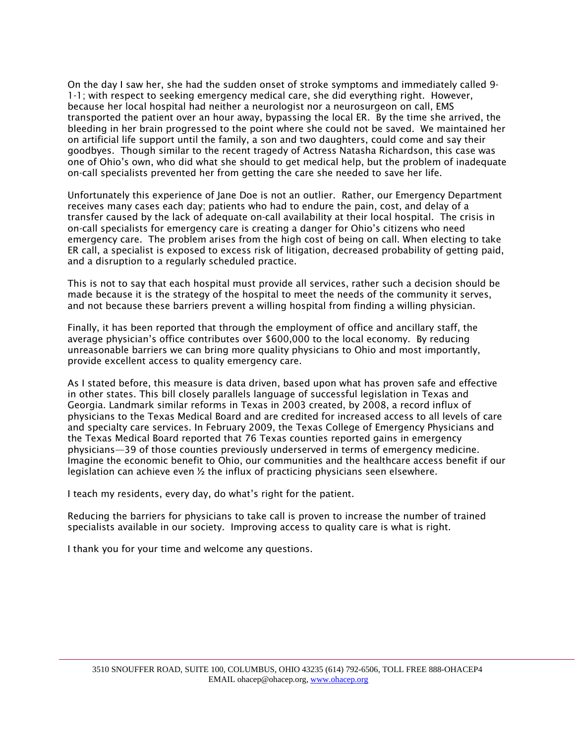On the day I saw her, she had the sudden onset of stroke symptoms and immediately called 9-1-1; with respect to seeking emergency medical care, she did everything right. However, because her local hospital had neither a neurologist nor a neurosurgeon on call, EMS transported the patient over an hour away, bypassing the local ER. By the time she arrived, the bleeding in her brain progressed to the point where she could not be saved. We maintained her on artificial life support until the family, a son and two daughters, could come and say their goodbyes. Though similar to the recent tragedy of Actress Natasha Richardson, this case was one of Ohio's own, who did what she should to get medical help, but the problem of inadequate on-call specialists prevented her from getting the care she needed to save her life.

Unfortunately this experience of Jane Doe is not an outlier. Rather, our Emergency Department receives many cases each day; patients who had to endure the pain, cost, and delay of a transfer caused by the lack of adequate on-call availability at their local hospital. The crisis in on-call specialists for emergency care is creating a danger for Ohio's citizens who need emergency care. The problem arises from the high cost of being on call. When electing to take ER call, a specialist is exposed to excess risk of litigation, decreased probability of getting paid, and a disruption to a regularly scheduled practice.

This is not to say that each hospital must provide all services, rather such a decision should be made because it is the strategy of the hospital to meet the needs of the community it serves, and not because these barriers prevent a willing hospital from finding a willing physician.

Finally, it has been reported that through the employment of office and ancillary staff, the average physician's office contributes over $600,000 to the local economy. By reducing unreasonable barriers we can bring more quality physicians to Ohio and most importantly, provide excellent access to quality emergency care.

As I stated before, this measure is data driven, based upon what has proven safe and effective in other states. This bill closely parallels language of successful legislation in Texas and Georgia. Landmark similar reforms in Texas in 2003 created, by 2008, a record influx of physicians to the Texas Medical Board and are credited for increased access to all levels of care and specialty care services. In February 2009, the Texas College of Emergency Physicians and the Texas Medical Board reported that 76 Texas counties reported gains in emergency physicians—39 of those counties previously underserved in terms of emergency medicine. Imagine the economic benefit to Ohio, our communities and the healthcare access benefit if our legislation can achieve even ½ the influx of practicing physicians seen elsewhere.

I teach my residents, every day, do what's right for the patient.

Reducing the barriers for physicians to take call is proven to increase the number of trained specialists available in our society. Improving access to quality care is what is right.

I thank you for your time and welcome any questions.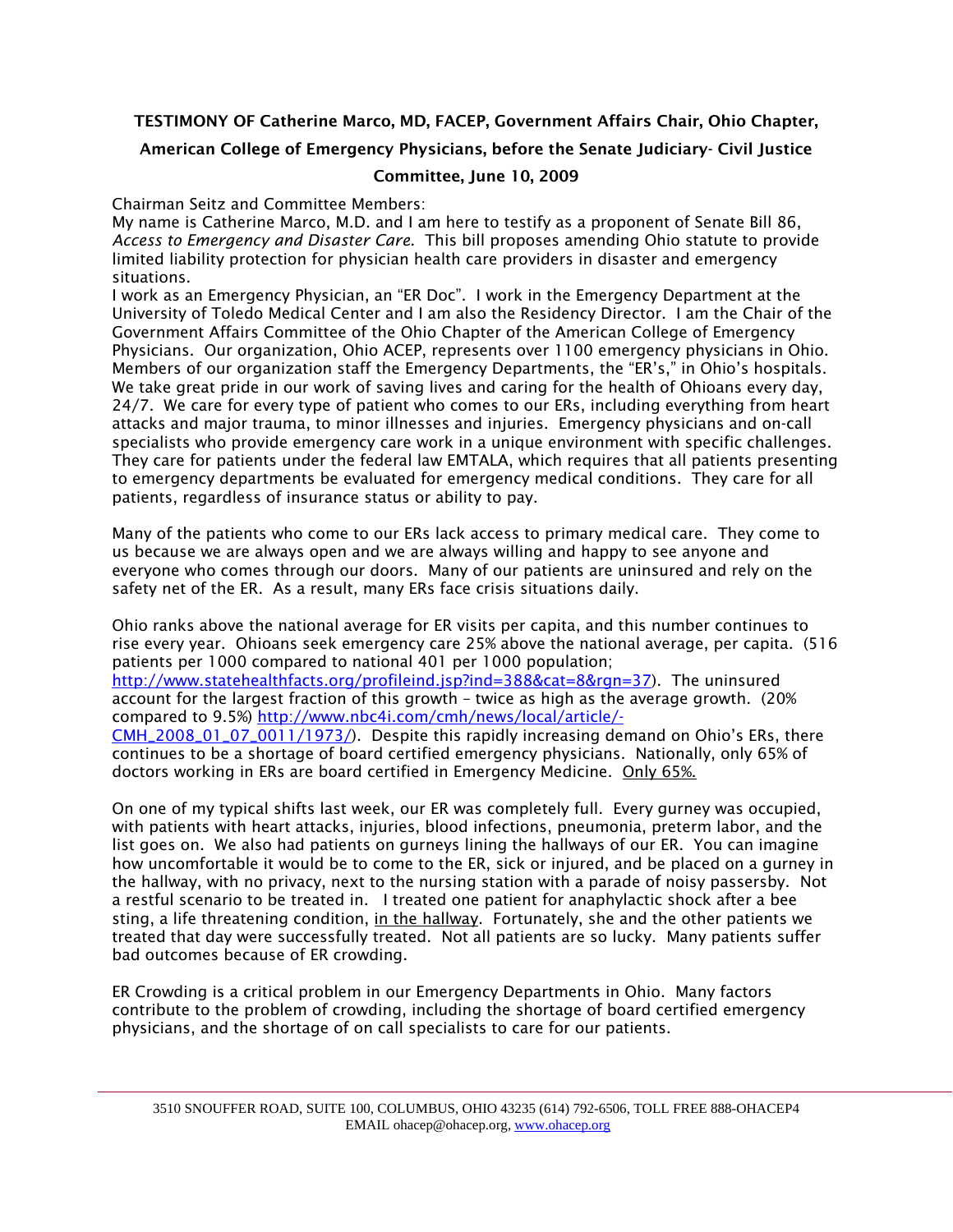**TESTIMONY OF Catherine Marco, MD, FACEP, Government Affairs Chair, Ohio Chapter, American College of Emergency Physicians, before the Senate Judiciary- Civil Justice Committee, June 10, 2009**

Chairman Seitz and Committee Members:

My name is Catherine Marco, M.D. and I am here to testify as a proponent of Senate Bill 86, *Access to Emergency and Disaster Care.* This bill proposes amending Ohio statute to provide limited liability protection for physician health care providers in disaster and emergency situations.

I work as an Emergency Physician, an "ER Doc". I work in the Emergency Department at the University of Toledo Medical Center and I am also the Residency Director. I am the Chair of the Government Affairs Committee of the Ohio Chapter of the American College of Emergency Physicians. Our organization, Ohio ACEP, represents over 1100 emergency physicians in Ohio. Members of our organization staff the Emergency Departments, the "ER's," in Ohio's hospitals. We take great pride in our work of saving lives and caring for the health of Ohioans every day, 24/7. We care for every type of patient who comes to our ERs, including everything from heart attacks and major trauma, to minor illnesses and injuries. Emergency physicians and on-call specialists who provide emergency care work in a unique environment with specific challenges. They care for patients under the federal law EMTALA, which requires that all patients presenting to emergency departments be evaluated for emergency medical conditions. They care for all patients, regardless of insurance status or ability to pay.

Many of the patients who come to our ERs lack access to primary medical care. They come to us because we are always open and we are always willing and happy to see anyone and everyone who comes through our doors. Many of our patients are uninsured and rely on the safety net of the ER. As a result, many ERs face crisis situations daily.

Ohio ranks above the national average for ER visits per capita, and this number continues to rise every year. Ohioans seek emergency care 25% above the national average, per capita. (516 patients per 1000 compared to national 401 per 1000 population; http://www.statehealthfacts.org/profileind.jsp?ind=388&cat=8&rgn=37). The uninsured account for the largest fraction of this growth – twice as high as the average growth. (20% compared to 9.5%) http://www.nbc4i.com/cmh/news/local/article/-CMH_2008_01_07_0011/1973/). Despite this rapidly increasing demand on Ohio's ERs, there continues to be a shortage of board certified emergency physicians. Nationally, only 65% of doctors working in ERs are board certified in Emergency Medicine. <u>Only 65%.</u>

On one of my typical shifts last week, our ER was completely full. Every gurney was occupied, with patients with heart attacks, injuries, blood infections, pneumonia, preterm labor, and the list goes on. We also had patients on gurneys lining the hallways of our ER. You can imagine how uncomfortable it would be to come to the ER, sick or injured, and be placed on a gurney in the hallway, with no privacy, next to the nursing station with a parade of noisy passersby. Not a restful scenario to be treated in. I treated one patient for anaphylactic shock after a bee sting, a life threatening condition, <u>in the hallway</u>. Fortunately, she and the other patients we treated that day were successfully treated. Not all patients are so lucky. Many patients suffer bad outcomes because of ER crowding.

ER Crowding is a critical problem in our Emergency Departments in Ohio. Many factors contribute to the problem of crowding, including the shortage of board certified emergency physicians, and the shortage of on call specialists to care for our patients.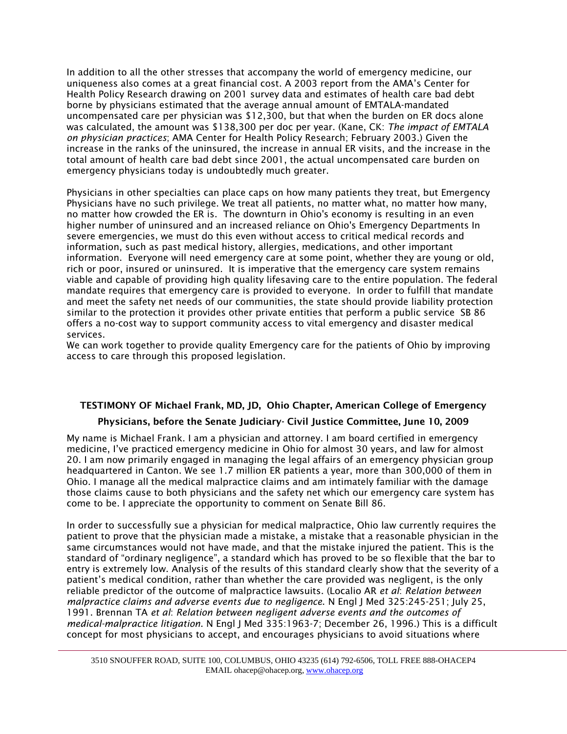In addition to all the other stresses that accompany the world of emergency medicine, our uniqueness also comes at a great financial cost. A 2003 report from the AMA's Center for Health Policy Research drawing on 2001 survey data and estimates of health care bad debt borne by physicians estimated that the average annual amount of EMTALA-mandated uncompensated care per physician was $12,300, but that when the burden on ER docs alone was calculated, the amount was $138,300 per doc per year. (Kane, CK: *The impact of EMTALA on physician practices*; AMA Center for Health Policy Research; February 2003.) Given the increase in the ranks of the uninsured, the increase in annual ER visits, and the increase in the total amount of health care bad debt since 2001, the actual uncompensated care burden on emergency physicians today is undoubtedly much greater.

Physicians in other specialties can place caps on how many patients they treat, but Emergency Physicians have no such privilege. We treat all patients, no matter what, no matter how many, no matter how crowded the ER is. The downturn in Ohio's economy is resulting in an even higher number of uninsured and an increased reliance on Ohio's Emergency Departments In severe emergencies, we must do this even without access to critical medical records and information, such as past medical history, allergies, medications, and other important information. Everyone will need emergency care at some point, whether they are young or old, rich or poor, insured or uninsured. It is imperative that the emergency care system remains viable and capable of providing high quality lifesaving care to the entire population. The federal mandate requires that emergency care is provided to everyone. In order to fulfill that mandate and meet the safety net needs of our communities, the state should provide liability protection similar to the protection it provides other private entities that perform a public service SB 86 offers a no-cost way to support community access to vital emergency and disaster medical services.
We can work together to provide quality Emergency care for the patients of Ohio by improving access to care through this proposed legislation.

**TESTIMONY OF Michael Frank, MD, JD, Ohio Chapter, American College of Emergency Physicians, before the Senate Judiciary- Civil Justice Committee, June 10, 2009**

My name is Michael Frank. I am a physician and attorney. I am board certified in emergency medicine, I've practiced emergency medicine in Ohio for almost 30 years, and law for almost 20. I am now primarily engaged in managing the legal affairs of an emergency physician group headquartered in Canton. We see 1.7 million ER patients a year, more than 300,000 of them in Ohio. I manage all the medical malpractice claims and am intimately familiar with the damage those claims cause to both physicians and the safety net which our emergency care system has come to be. I appreciate the opportunity to comment on Senate Bill 86.

In order to successfully sue a physician for medical malpractice, Ohio law currently requires the patient to prove that the physician made a mistake, a mistake that a reasonable physician in the same circumstances would not have made, and that the mistake injured the patient. This is the standard of "ordinary negligence", a standard which has proved to be so flexible that the bar to entry is extremely low. Analysis of the results of this standard clearly show that the severity of a patient's medical condition, rather than whether the care provided was negligent, is the only reliable predictor of the outcome of malpractice lawsuits. (Localio AR *et al*: *Relation between malpractice claims and adverse events due to negligence.* N Engl J Med 325:245-251; July 25, 1991. Brennan TA *et al*: *Relation between negligent adverse events and the outcomes of medical-malpractice litigation*. N Engl J Med 335:1963-7; December 26, 1996.) This is a difficult concept for most physicians to accept, and encourages physicians to avoid situations where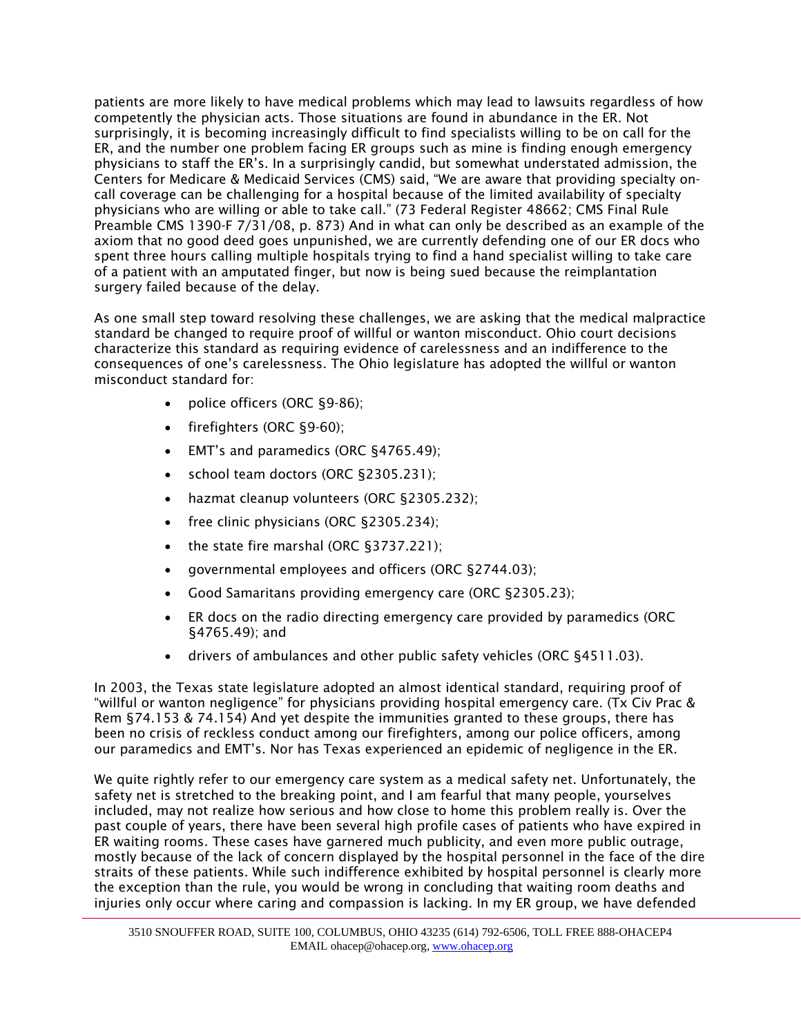patients are more likely to have medical problems which may lead to lawsuits regardless of how competently the physician acts. Those situations are found in abundance in the ER. Not surprisingly, it is becoming increasingly difficult to find specialists willing to be on call for the ER, and the number one problem facing ER groups such as mine is finding enough emergency physicians to staff the ER's. In a surprisingly candid, but somewhat understated admission, the Centers for Medicare & Medicaid Services (CMS) said, "We are aware that providing specialty on-call coverage can be challenging for a hospital because of the limited availability of specialty physicians who are willing or able to take call." (73 Federal Register 48662; CMS Final Rule Preamble CMS 1390-F 7/31/08, p. 873) And in what can only be described as an example of the axiom that no good deed goes unpunished, we are currently defending one of our ER docs who spent three hours calling multiple hospitals trying to find a hand specialist willing to take care of a patient with an amputated finger, but now is being sued because the reimplantation surgery failed because of the delay.

As one small step toward resolving these challenges, we are asking that the medical malpractice standard be changed to require proof of willful or wanton misconduct. Ohio court decisions characterize this standard as requiring evidence of carelessness and an indifference to the consequences of one's carelessness. The Ohio legislature has adopted the willful or wanton misconduct standard for:

- police officers (ORC §9-86);
- firefighters (ORC §9-60);
- EMT's and paramedics (ORC §4765.49);
- school team doctors (ORC §2305.231);
- hazmat cleanup volunteers (ORC §2305.232);
- free clinic physicians (ORC §2305.234);
- the state fire marshal (ORC §3737.221);
- governmental employees and officers (ORC §2744.03);
- Good Samaritans providing emergency care (ORC §2305.23);
- ER docs on the radio directing emergency care provided by paramedics (ORC §4765.49); and
- drivers of ambulances and other public safety vehicles (ORC §4511.03).

In 2003, the Texas state legislature adopted an almost identical standard, requiring proof of "willful or wanton negligence" for physicians providing hospital emergency care. (Tx Civ Prac & Rem §74.153 & 74.154) And yet despite the immunities granted to these groups, there has been no crisis of reckless conduct among our firefighters, among our police officers, among our paramedics and EMT's. Nor has Texas experienced an epidemic of negligence in the ER.

We quite rightly refer to our emergency care system as a medical safety net. Unfortunately, the safety net is stretched to the breaking point, and I am fearful that many people, yourselves included, may not realize how serious and how close to home this problem really is. Over the past couple of years, there have been several high profile cases of patients who have expired in ER waiting rooms. These cases have garnered much publicity, and even more public outrage, mostly because of the lack of concern displayed by the hospital personnel in the face of the dire straits of these patients. While such indifference exhibited by hospital personnel is clearly more the exception than the rule, you would be wrong in concluding that waiting room deaths and injuries only occur where caring and compassion is lacking. In my ER group, we have defended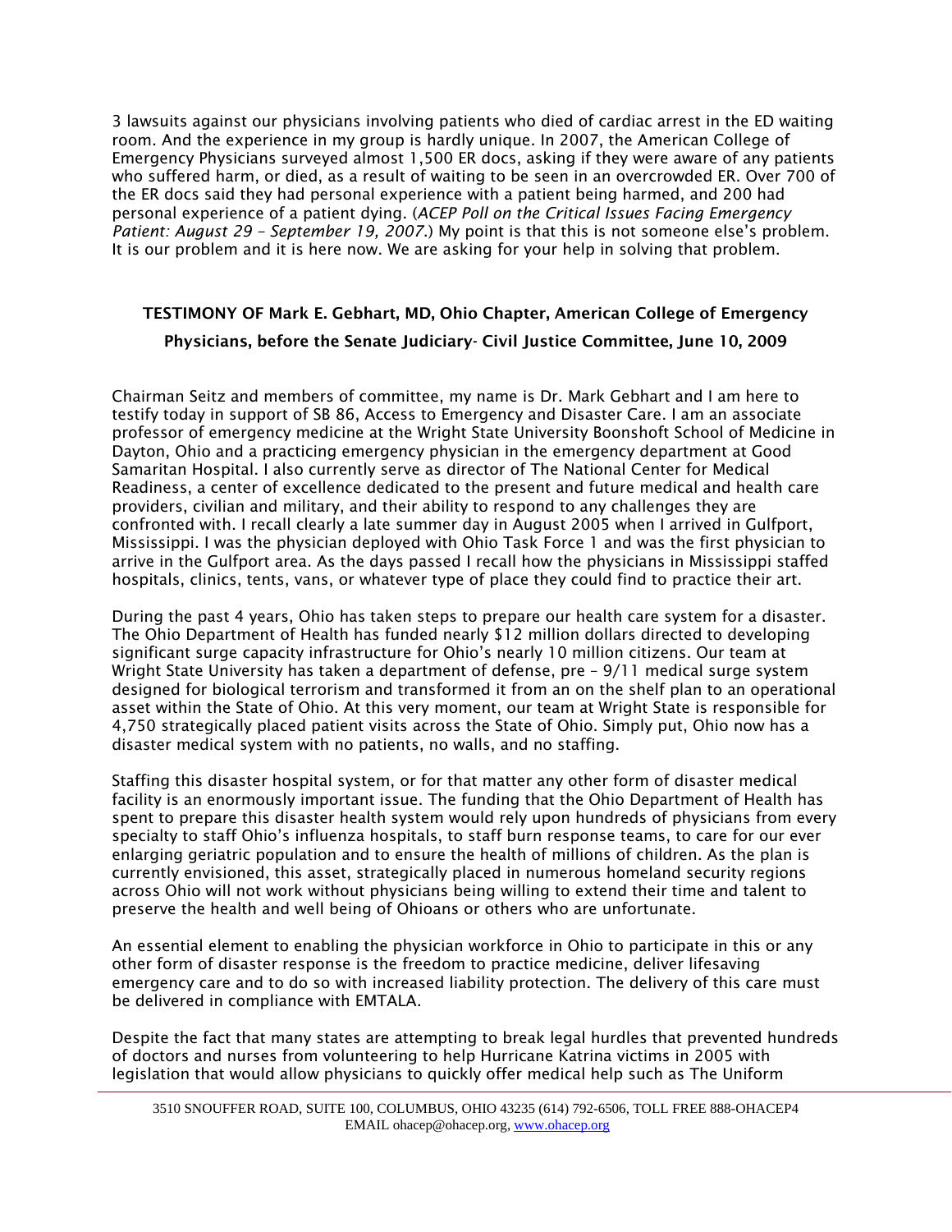3 lawsuits against our physicians involving patients who died of cardiac arrest in the ED waiting room. And the experience in my group is hardly unique. In 2007, the American College of Emergency Physicians surveyed almost 1,500 ER docs, asking if they were aware of any patients who suffered harm, or died, as a result of waiting to be seen in an overcrowded ER. Over 700 of the ER docs said they had personal experience with a patient being harmed, and 200 had personal experience of a patient dying. (*ACEP Poll on the Critical Issues Facing Emergency Patient: August 29 – September 19, 2007*.) My point is that this is not someone else's problem. It is our problem and it is here now. We are asking for your help in solving that problem.

## TESTIMONY OF Mark E. Gebhart, MD, Ohio Chapter, American College of Emergency Physicians, before the Senate Judiciary- Civil Justice Committee, June 10, 2009

Chairman Seitz and members of committee, my name is Dr. Mark Gebhart and I am here to testify today in support of SB 86, Access to Emergency and Disaster Care. I am an associate professor of emergency medicine at the Wright State University Boonshoft School of Medicine in Dayton, Ohio and a practicing emergency physician in the emergency department at Good Samaritan Hospital. I also currently serve as director of The National Center for Medical Readiness, a center of excellence dedicated to the present and future medical and health care providers, civilian and military, and their ability to respond to any challenges they are confronted with. I recall clearly a late summer day in August 2005 when I arrived in Gulfport, Mississippi. I was the physician deployed with Ohio Task Force 1 and was the first physician to arrive in the Gulfport area. As the days passed I recall how the physicians in Mississippi staffed hospitals, clinics, tents, vans, or whatever type of place they could find to practice their art.

During the past 4 years, Ohio has taken steps to prepare our health care system for a disaster. The Ohio Department of Health has funded nearly $12 million dollars directed to developing significant surge capacity infrastructure for Ohio's nearly 10 million citizens. Our team at Wright State University has taken a department of defense, pre – 9/11 medical surge system designed for biological terrorism and transformed it from an on the shelf plan to an operational asset within the State of Ohio. At this very moment, our team at Wright State is responsible for 4,750 strategically placed patient visits across the State of Ohio. Simply put, Ohio now has a disaster medical system with no patients, no walls, and no staffing.

Staffing this disaster hospital system, or for that matter any other form of disaster medical facility is an enormously important issue. The funding that the Ohio Department of Health has spent to prepare this disaster health system would rely upon hundreds of physicians from every specialty to staff Ohio's influenza hospitals, to staff burn response teams, to care for our ever enlarging geriatric population and to ensure the health of millions of children. As the plan is currently envisioned, this asset, strategically placed in numerous homeland security regions across Ohio will not work without physicians being willing to extend their time and talent to preserve the health and well being of Ohioans or others who are unfortunate.

An essential element to enabling the physician workforce in Ohio to participate in this or any other form of disaster response is the freedom to practice medicine, deliver lifesaving emergency care and to do so with increased liability protection. The delivery of this care must be delivered in compliance with EMTALA.

Despite the fact that many states are attempting to break legal hurdles that prevented hundreds of doctors and nurses from volunteering to help Hurricane Katrina victims in 2005 with legislation that would allow physicians to quickly offer medical help such as The Uniform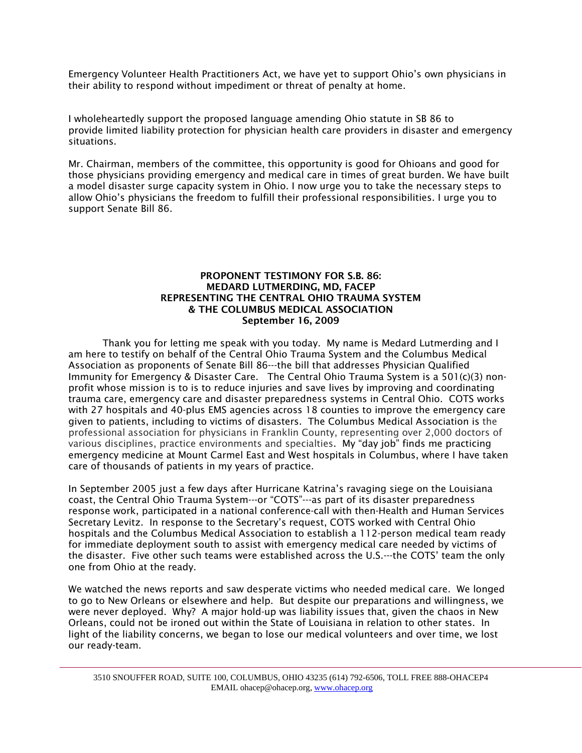Emergency Volunteer Health Practitioners Act, we have yet to support Ohio's own physicians in their ability to respond without impediment or threat of penalty at home.

I wholeheartedly support the proposed language amending Ohio statute in SB 86 to provide limited liability protection for physician health care providers in disaster and emergency situations.

Mr. Chairman, members of the committee, this opportunity is good for Ohioans and good for those physicians providing emergency and medical care in times of great burden. We have built a model disaster surge capacity system in Ohio. I now urge you to take the necessary steps to allow Ohio's physicians the freedom to fulfill their professional responsibilities. I urge you to support Senate Bill 86.

**PROPONENT TESTIMONY FOR S.B. 86:**
**MEDARD LUTMERDING, MD, FACEP**
**REPRESENTING THE CENTRAL OHIO TRAUMA SYSTEM**
**& THE COLUMBUS MEDICAL ASSOCIATION**
**September 16, 2009**

Thank you for letting me speak with you today. My name is Medard Lutmerding and I am here to testify on behalf of the Central Ohio Trauma System and the Columbus Medical Association as proponents of Senate Bill 86---the bill that addresses Physician Qualified Immunity for Emergency & Disaster Care. The Central Ohio Trauma System is a 501(c)(3) non-profit whose mission is to is to reduce injuries and save lives by improving and coordinating trauma care, emergency care and disaster preparedness systems in Central Ohio. COTS works with 27 hospitals and 40-plus EMS agencies across 18 counties to improve the emergency care given to patients, including to victims of disasters. The Columbus Medical Association is the professional association for physicians in Franklin County, representing over 2,000 doctors of various disciplines, practice environments and specialties. My "day job" finds me practicing emergency medicine at Mount Carmel East and West hospitals in Columbus, where I have taken care of thousands of patients in my years of practice.

In September 2005 just a few days after Hurricane Katrina's ravaging siege on the Louisiana coast, the Central Ohio Trauma System---or "COTS"---as part of its disaster preparedness response work, participated in a national conference-call with then-Health and Human Services Secretary Levitz. In response to the Secretary's request, COTS worked with Central Ohio hospitals and the Columbus Medical Association to establish a 112-person medical team ready for immediate deployment south to assist with emergency medical care needed by victims of the disaster. Five other such teams were established across the U.S.---the COTS' team the only one from Ohio at the ready.

We watched the news reports and saw desperate victims who needed medical care. We longed to go to New Orleans or elsewhere and help. But despite our preparations and willingness, we were never deployed. Why? A major hold-up was liability issues that, given the chaos in New Orleans, could not be ironed out within the State of Louisiana in relation to other states. In light of the liability concerns, we began to lose our medical volunteers and over time, we lost our ready-team.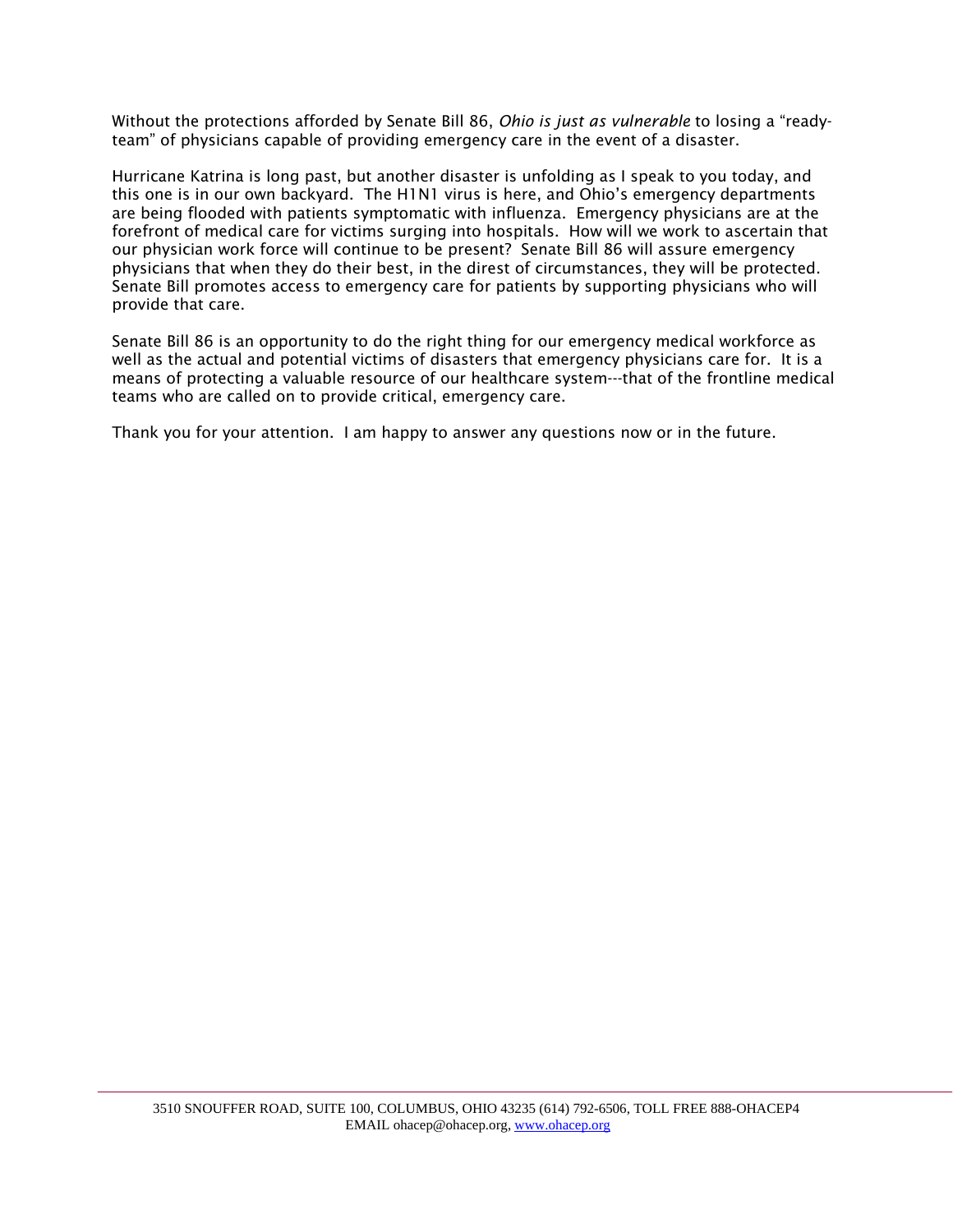Without the protections afforded by Senate Bill 86, *Ohio is just as vulnerable* to losing a "ready-team" of physicians capable of providing emergency care in the event of a disaster.

Hurricane Katrina is long past, but another disaster is unfolding as I speak to you today, and this one is in our own backyard. The H1N1 virus is here, and Ohio's emergency departments are being flooded with patients symptomatic with influenza. Emergency physicians are at the forefront of medical care for victims surging into hospitals. How will we work to ascertain that our physician work force will continue to be present? Senate Bill 86 will assure emergency physicians that when they do their best, in the direst of circumstances, they will be protected. Senate Bill promotes access to emergency care for patients by supporting physicians who will provide that care.

Senate Bill 86 is an opportunity to do the right thing for our emergency medical workforce as well as the actual and potential victims of disasters that emergency physicians care for. It is a means of protecting a valuable resource of our healthcare system---that of the frontline medical teams who are called on to provide critical, emergency care.

Thank you for your attention. I am happy to answer any questions now or in the future.